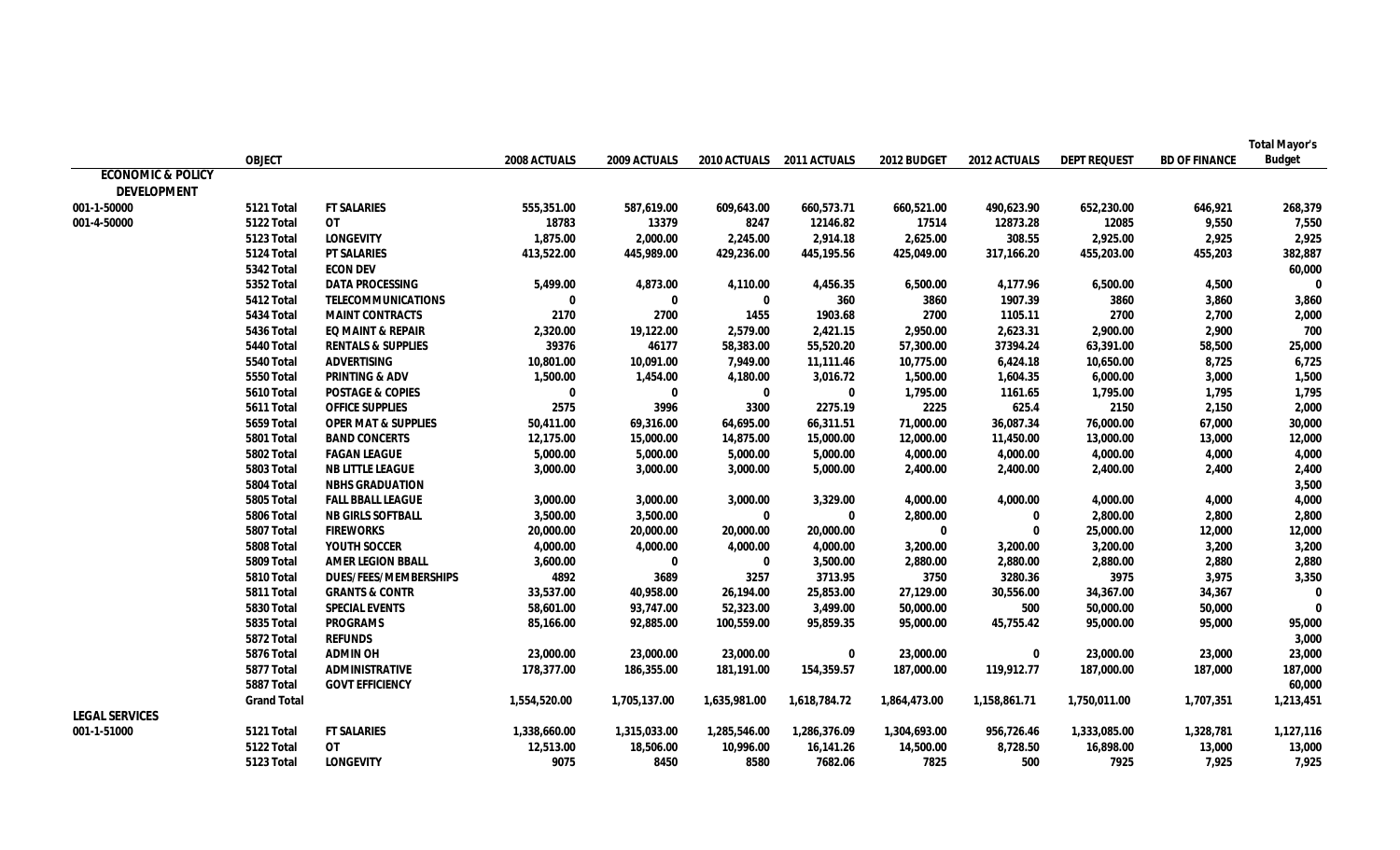| | OBJECT | | 2008 ACTUALS | 2009 ACTUALS | 2010 ACTUALS | 2011 ACTUALS | 2012 BUDGET | 2012 ACTUALS | DEPT REQUEST | BD OF FINANCE | Total Mayor's Budget |
|---|---|---|---|---|---|---|---|---|---|---|---|
| ECONOMIC & POLICY DEVELOPMENT | | | | | | | | | | | |
| 001-1-50000 | 5121 Total | FT SALARIES | 555,351.00 | 587,619.00 | 609,643.00 | 660,573.71 | 660,521.00 | 490,623.90 | 652,230.00 | 646,921 | 268,379 |
| 001-4-50000 | 5122 Total | OT | 18783 | 13379 | 8247 | 12146.82 | 17514 | 12873.28 | 12085 | 9,550 | 7,550 |
| | 5123 Total | LONGEVITY | 1,875.00 | 2,000.00 | 2,245.00 | 2,914.18 | 2,625.00 | 308.55 | 2,925.00 | 2,925 | 2,925 |
| | 5124 Total | PT SALARIES | 413,522.00 | 445,989.00 | 429,236.00 | 445,195.56 | 425,049.00 | 317,166.20 | 455,203.00 | 455,203 | 382,887 |
| | 5342 Total | ECON DEV | | | | | | | | | 60,000 |
| | 5352 Total | DATA PROCESSING | 5,499.00 | 4,873.00 | 4,110.00 | 4,456.35 | 6,500.00 | 4,177.96 | 6,500.00 | 4,500 | 0 |
| | 5412 Total | TELECOMMUNICATIONS | 0 | 0 | 0 | 360 | 3860 | 1907.39 | 3860 | 3,860 | 3,860 |
| | 5434 Total | MAINT CONTRACTS | 2170 | 2700 | 1455 | 1903.68 | 2700 | 1105.11 | 2700 | 2,700 | 2,000 |
| | 5436 Total | EQ MAINT & REPAIR | 2,320.00 | 19,122.00 | 2,579.00 | 2,421.15 | 2,950.00 | 2,623.31 | 2,900.00 | 2,900 | 700 |
| | 5440 Total | RENTALS & SUPPLIES | 39376 | 46177 | 58,383.00 | 55,520.20 | 57,300.00 | 37394.24 | 63,391.00 | 58,500 | 25,000 |
| | 5540 Total | ADVERTISING | 10,801.00 | 10,091.00 | 7,949.00 | 11,111.46 | 10,775.00 | 6,424.18 | 10,650.00 | 8,725 | 6,725 |
| | 5550 Total | PRINTING & ADV | 1,500.00 | 1,454.00 | 4,180.00 | 3,016.72 | 1,500.00 | 1,604.35 | 6,000.00 | 3,000 | 1,500 |
| | 5610 Total | POSTAGE & COPIES | 0 | 0 | 0 | 0 | 1,795.00 | 1161.65 | 1,795.00 | 1,795 | 1,795 |
| | 5611 Total | OFFICE SUPPLIES | 2575 | 3996 | 3300 | 2275.19 | 2225 | 625.4 | 2150 | 2,150 | 2,000 |
| | 5659 Total | OPER MAT & SUPPLIES | 50,411.00 | 69,316.00 | 64,695.00 | 66,311.51 | 71,000.00 | 36,087.34 | 76,000.00 | 67,000 | 30,000 |
| | 5801 Total | BAND CONCERTS | 12,175.00 | 15,000.00 | 14,875.00 | 15,000.00 | 12,000.00 | 11,450.00 | 13,000.00 | 13,000 | 12,000 |
| | 5802 Total | FAGAN LEAGUE | 5,000.00 | 5,000.00 | 5,000.00 | 5,000.00 | 4,000.00 | 4,000.00 | 4,000.00 | 4,000 | 4,000 |
| | 5803 Total | NB LITTLE LEAGUE | 3,000.00 | 3,000.00 | 3,000.00 | 5,000.00 | 2,400.00 | 2,400.00 | 2,400.00 | 2,400 | 2,400 |
| | 5804 Total | NBHS GRADUATION | | | | | | | | | 3,500 |
| | 5805 Total | FALL BBALL LEAGUE | 3,000.00 | 3,000.00 | 3,000.00 | 3,329.00 | 4,000.00 | 4,000.00 | 4,000.00 | 4,000 | 4,000 |
| | 5806 Total | NB GIRLS SOFTBALL | 3,500.00 | 3,500.00 | 0 | 0 | 2,800.00 | 0 | 2,800.00 | 2,800 | 2,800 |
| | 5807 Total | FIREWORKS | 20,000.00 | 20,000.00 | 20,000.00 | 20,000.00 | 0 | 0 | 25,000.00 | 12,000 | 12,000 |
| | 5808 Total | YOUTH SOCCER | 4,000.00 | 4,000.00 | 4,000.00 | 4,000.00 | 3,200.00 | 3,200.00 | 3,200.00 | 3,200 | 3,200 |
| | 5809 Total | AMER LEGION BBALL | 3,600.00 | 0 | 0 | 3,500.00 | 2,880.00 | 2,880.00 | 2,880.00 | 2,880 | 2,880 |
| | 5810 Total | DUES/FEES/MEMBERSHIPS | 4892 | 3689 | 3257 | 3713.95 | 3750 | 3280.36 | 3975 | 3,975 | 3,350 |
| | 5811 Total | GRANTS & CONTR | 33,537.00 | 40,958.00 | 26,194.00 | 25,853.00 | 27,129.00 | 30,556.00 | 34,367.00 | 34,367 | 0 |
| | 5830 Total | SPECIAL EVENTS | 58,601.00 | 93,747.00 | 52,323.00 | 3,499.00 | 50,000.00 | 500 | 50,000.00 | 50,000 | 0 |
| | 5835 Total | PROGRAMS | 85,166.00 | 92,885.00 | 100,559.00 | 95,859.35 | 95,000.00 | 45,755.42 | 95,000.00 | 95,000 | 95,000 |
| | 5872 Total | REFUNDS | | | | | | | | | 3,000 |
| | 5876 Total | ADMIN OH | 23,000.00 | 23,000.00 | 23,000.00 | 0 | 23,000.00 | 0 | 23,000.00 | 23,000 | 23,000 |
| | 5877 Total | ADMINISTRATIVE | 178,377.00 | 186,355.00 | 181,191.00 | 154,359.57 | 187,000.00 | 119,912.77 | 187,000.00 | 187,000 | 187,000 |
| | 5887 Total | GOVT EFFICIENCY | | | | | | | | | 60,000 |
| | Grand Total | | 1,554,520.00 | 1,705,137.00 | 1,635,981.00 | 1,618,784.72 | 1,864,473.00 | 1,158,861.71 | 1,750,011.00 | 1,707,351 | 1,213,451 |
| LEGAL SERVICES | | | | | | | | | | | |
| 001-1-51000 | 5121 Total | FT SALARIES | 1,338,660.00 | 1,315,033.00 | 1,285,546.00 | 1,286,376.09 | 1,304,693.00 | 956,726.46 | 1,333,085.00 | 1,328,781 | 1,127,116 |
| | 5122 Total | OT | 12,513.00 | 18,506.00 | 10,996.00 | 16,141.26 | 14,500.00 | 8,728.50 | 16,898.00 | 13,000 | 13,000 |
| | 5123 Total | LONGEVITY | 9075 | 8450 | 8580 | 7682.06 | 7825 | 500 | 7925 | 7,925 | 7,925 |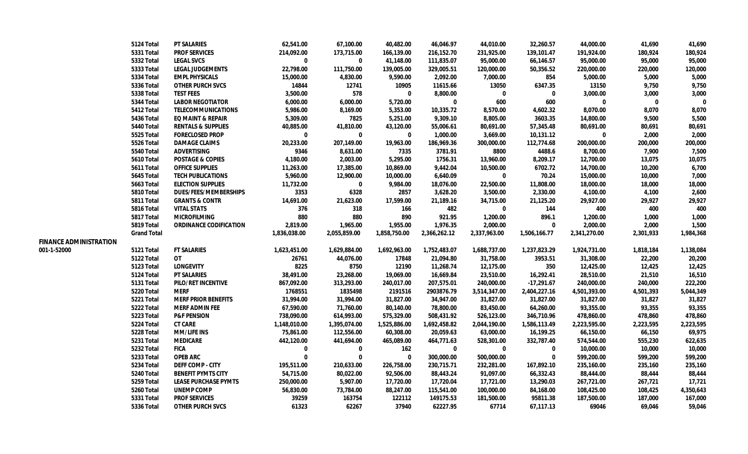| | | | | | | | | | | |
|---|---|---|---|---|---|---|---|---|---|---|
| | 5124 Total | PT SALARIES | 62,541.00 | 67,100.00 | 40,482.00 | 46,046.97 | 44,010.00 | 32,260.57 | 44,000.00 | 41,690 | 41,690 |
| | 5331 Total | PROF SERVICES | 214,092.00 | 173,715.00 | 166,139.00 | 216,152.70 | 231,925.00 | 139,101.47 | 191,924.00 | 180,924 | 180,924 |
| | 5332 Total | LEGAL SVCS | 0 | 0 | 41,148.00 | 111,835.07 | 95,000.00 | 66,146.57 | 95,000.00 | 95,000 | 95,000 |
| | 5333 Total | LEGAL JUDGEMENTS | 22,798.00 | 111,750.00 | 139,005.00 | 329,005.51 | 120,000.00 | 50,356.52 | 220,000.00 | 220,000 | 120,000 |
| | 5334 Total | EMPL PHYSICALS | 15,000.00 | 4,830.00 | 9,590.00 | 2,092.00 | 7,000.00 | 854 | 5,000.00 | 5,000 | 5,000 |
| | 5336 Total | OTHER PURCH SVCS | 14844 | 12741 | 10905 | 11615.66 | 13050 | 6347.35 | 13150 | 9,750 | 9,750 |
| | 5338 Total | TEST FEES | 3,500.00 | 578 | 0 | 8,800.00 | 0 | 0 | 3,000.00 | 3,000 | 3,000 |
| | 5344 Total | LABOR NEGOTIATOR | 6,000.00 | 6,000.00 | 5,720.00 | 0 | 600 | 600 | 0 | 0 | 0 |
| | 5412 Total | TELECOMMUNICATIONS | 5,986.00 | 8,169.00 | 5,353.00 | 10,335.72 | 8,570.00 | 4,602.32 | 8,070.00 | 8,070 | 8,070 |
| | 5436 Total | EQ MAINT & REPAIR | 5,309.00 | 7825 | 5,251.00 | 9,309.10 | 8,805.00 | 3603.35 | 14,800.00 | 9,500 | 5,500 |
| | 5440 Total | RENTALS & SUPPLIES | 40,885.00 | 41,810.00 | 43,120.00 | 55,006.61 | 80,691.00 | 57,345.48 | 80,691.00 | 80,691 | 80,691 |
| | 5525 Total | FORECLOSED PROP | 0 | 0 | 0 | 1,000.00 | 3,669.00 | 10,131.12 | 0 | 2,000 | 2,000 |
| | 5526 Total | DAMAGE CLAIMS | 20,233.00 | 207,149.00 | 19,963.00 | 186,969.36 | 300,000.00 | 112,774.68 | 200,000.00 | 200,000 | 200,000 |
| | 5540 Total | ADVERTISING | 9346 | 8,631.00 | 7335 | 3781.91 | 8800 | 4488.6 | 8,700.00 | 7,900 | 7,500 |
| | 5610 Total | POSTAGE & COPIES | 4,180.00 | 2,003.00 | 5,295.00 | 1756.31 | 13,960.00 | 8,209.17 | 12,700.00 | 13,075 | 10,075 |
| | 5611 Total | OFFICE SUPPLIES | 11,263.00 | 17,385.00 | 10,869.00 | 9,442.04 | 10,500.00 | 6702.72 | 14,700.00 | 10,200 | 6,700 |
| | 5645 Total | TECH PUBLICATIONS | 5,960.00 | 12,900.00 | 10,000.00 | 6,640.09 | 0 | 70.24 | 15,000.00 | 10,000 | 7,000 |
| | 5663 Total | ELECTION SUPPLIES | 11,732.00 | 0 | 9,984.00 | 18,076.00 | 22,500.00 | 11,808.00 | 18,000.00 | 18,000 | 18,000 |
| | 5810 Total | DUES/FEES/MEMBERSHIPS | 3353 | 6328 | 2857 | 3,628.20 | 3,500.00 | 2,330.00 | 4,100.00 | 4,100 | 2,600 |
| | 5811 Total | GRANTS & CONTR | 14,691.00 | 21,623.00 | 17,599.00 | 21,189.16 | 34,715.00 | 21,125.20 | 29,927.00 | 29,927 | 29,927 |
| | 5816 Total | VITAL STATS | 376 | 318 | 166 | 482 | 0 | 144 | 400 | 400 | 400 |
| | 5817 Total | MICROFILMING | 880 | 880 | 890 | 921.95 | 1,200.00 | 896.1 | 1,200.00 | 1,000 | 1,000 |
| | 5819 Total | ORDINANCE CODIFICATION | 2,819.00 | 1,965.00 | 1,955.00 | 1,976.35 | 2,000.00 | 0 | 2,000.00 | 2,000 | 1,500 |
| | Grand Total | | 1,836,038.00 | 2,055,859.00 | 1,858,750.00 | 2,366,262.12 | 2,337,963.00 | 1,506,166.77 | 2,341,270.00 | 2,301,933 | 1,984,368 |
| FINANCE ADMINISTRATION | | | | | | | | | | | |
| 001-1-52000 | 5121 Total | FT SALARIES | 1,623,451.00 | 1,629,884.00 | 1,692,963.00 | 1,752,483.07 | 1,688,737.00 | 1,237,823.29 | 1,924,731.00 | 1,818,184 | 1,138,084 |
| | 5122 Total | OT | 26761 | 44,076.00 | 17848 | 21,094.80 | 31,758.00 | 3953.51 | 31,308.00 | 22,200 | 20,200 |
| | 5123 Total | LONGEVITY | 8225 | 8750 | 12190 | 11,268.74 | 12,175.00 | 350 | 12,425.00 | 12,425 | 12,425 |
| | 5124 Total | PT SALARIES | 38,491.00 | 23,268.00 | 19,069.00 | 16,669.84 | 23,510.00 | 16,292.41 | 28,510.00 | 21,510 | 16,510 |
| | 5131 Total | PILO/RET INCENTIVE | 867,092.00 | 313,293.00 | 240,017.00 | 207,575.01 | 240,000.00 | -17,291.67 | 240,000.00 | 240,000 | 222,200 |
| | 5220 Total | MERF | 1768551 | 1835498 | 2191516 | 2903876.79 | 3,514,347.00 | 2,404,227.16 | 4,501,393.00 | 4,501,393 | 5,044,349 |
| | 5221 Total | MERF PRIOR BENEFITS | 31,994.00 | 31,994.00 | 31,827.00 | 34,947.00 | 31,827.00 | 31,827.00 | 31,827.00 | 31,827 | 31,827 |
| | 5222 Total | MERF ADMIN FEE | 67,590.00 | 71,760.00 | 80,140.00 | 78,800.00 | 83,450.00 | 64,260.00 | 93,355.00 | 93,355 | 93,355 |
| | 5223 Total | P&F PENSION | 738,090.00 | 614,993.00 | 575,329.00 | 508,431.92 | 526,123.00 | 346,710.96 | 478,860.00 | 478,860 | 478,860 |
| | 5224 Total | CT CARE | 1,148,010.00 | 1,395,074.00 | 1,525,886.00 | 1,692,458.82 | 2,044,190.00 | 1,586,113.49 | 2,223,595.00 | 2,223,595 | 2,223,595 |
| | 5228 Total | MM/LIFE INS | 75,861.00 | 112,556.00 | 60,308.00 | 20,059.63 | 63,000.00 | 16,199.25 | 66,150.00 | 66,150 | 69,975 |
| | 5231 Total | MEDICARE | 442,120.00 | 441,694.00 | 465,089.00 | 464,771.63 | 528,301.00 | 332,787.40 | 574,544.00 | 555,230 | 622,635 |
| | 5232 Total | FICA | 0 | 0 | 162 | 0 | 0 | 0 | 10,000.00 | 10,000 | 10,000 |
| | 5233 Total | OPEB ARC | 0 | 0 | 0 | 300,000.00 | 500,000.00 | 0 | 599,200.00 | 599,200 | 599,200 |
| | 5234 Total | DEFF COMP - CITY | 195,511.00 | 210,633.00 | 226,758.00 | 230,715.71 | 232,281.00 | 167,892.10 | 235,160.00 | 235,160 | 235,160 |
| | 5240 Total | BENEFIT PYMTS CITY | 54,715.00 | 80,022.00 | 92,506.00 | 88,443.24 | 91,097.00 | 66,332.43 | 88,444.00 | 88,444 | 88,444 |
| | 5259 Total | LEASE PURCHASE PYMTS | 250,000.00 | 5,907.00 | 17,720.00 | 17,720.04 | 17,721.00 | 13,290.03 | 267,721.00 | 267,721 | 17,721 |
| | 5260 Total | UNEMP COMP | 56,830.00 | 73,784.00 | 88,247.00 | 115,541.00 | 100,000.00 | 84,168.00 | 108,425.00 | 108,425 | 4,350,643 |
| | 5331 Total | PROF SERVICES | 39259 | 163754 | 122112 | 149175.53 | 181,500.00 | 95811.38 | 187,500.00 | 187,000 | 167,000 |
| | 5336 Total | OTHER PURCH SVCS | 61323 | 62267 | 37940 | 62227.95 | 67714 | 67,117.13 | 69046 | 69,046 | 59,046 |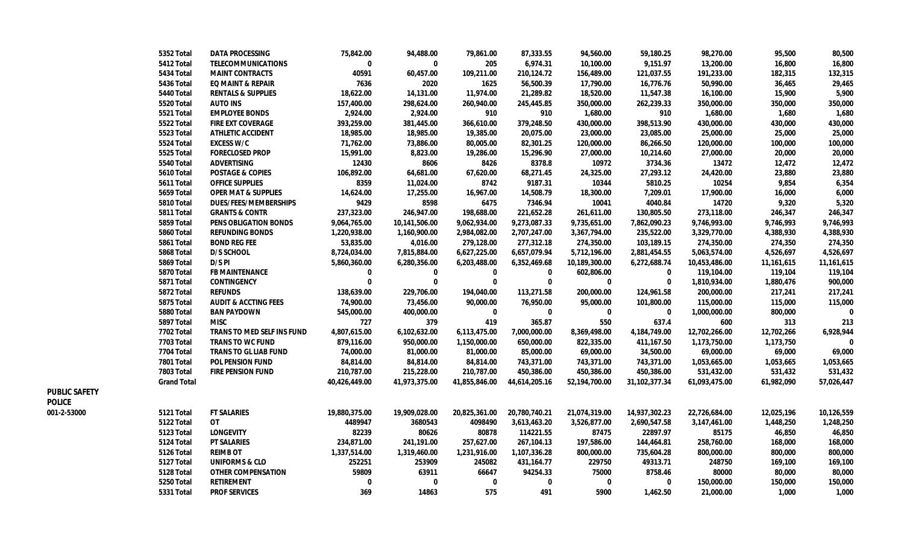| | | | | | | | | | | |
|---|---|---|---|---|---|---|---|---|---|---|
| | 5352 Total | DATA PROCESSING | 75,842.00 | 94,488.00 | 79,861.00 | 87,333.55 | 94,560.00 | 59,180.25 | 98,270.00 | 95,500 | 80,500 |
| | 5412 Total | TELECOMMUNICATIONS | 0 | 0 | 205 | 6,974.31 | 10,100.00 | 9,151.97 | 13,200.00 | 16,800 | 16,800 |
| | 5434 Total | MAINT CONTRACTS | 40591 | 60,457.00 | 109,211.00 | 210,124.72 | 156,489.00 | 121,037.55 | 191,233.00 | 182,315 | 132,315 |
| | 5436 Total | EQ MAINT & REPAIR | 7636 | 2020 | 1625 | 56,500.39 | 17,790.00 | 16,776.76 | 50,990.00 | 36,465 | 29,465 |
| | 5440 Total | RENTALS & SUPPLIES | 18,622.00 | 14,131.00 | 11,974.00 | 21,289.82 | 18,520.00 | 11,547.38 | 16,100.00 | 15,900 | 5,900 |
| | 5520 Total | AUTO INS | 157,400.00 | 298,624.00 | 260,940.00 | 245,445.85 | 350,000.00 | 262,239.33 | 350,000.00 | 350,000 | 350,000 |
| | 5521 Total | EMPLOYEE BONDS | 2,924.00 | 2,924.00 | 910 | 910 | 1,680.00 | 910 | 1,680.00 | 1,680 | 1,680 |
| | 5522 Total | FIRE EXT COVERAGE | 393,259.00 | 381,445.00 | 366,610.00 | 379,248.50 | 430,000.00 | 398,513.90 | 430,000.00 | 430,000 | 430,000 |
| | 5523 Total | ATHLETIC ACCIDENT | 18,985.00 | 18,985.00 | 19,385.00 | 20,075.00 | 23,000.00 | 23,085.00 | 25,000.00 | 25,000 | 25,000 |
| | 5524 Total | EXCESS W/C | 71,762.00 | 73,886.00 | 80,005.00 | 82,301.25 | 120,000.00 | 86,266.50 | 120,000.00 | 100,000 | 100,000 |
| | 5525 Total | FORECLOSED PROP | 15,991.00 | 8,823.00 | 19,286.00 | 15,296.90 | 27,000.00 | 10,214.60 | 27,000.00 | 20,000 | 20,000 |
| | 5540 Total | ADVERTISING | 12430 | 8606 | 8426 | 8378.8 | 10972 | 3734.36 | 13472 | 12,472 | 12,472 |
| | 5610 Total | POSTAGE & COPIES | 106,892.00 | 64,681.00 | 67,620.00 | 68,271.45 | 24,325.00 | 27,293.12 | 24,420.00 | 23,880 | 23,880 |
| | 5611 Total | OFFICE SUPPLIES | 8359 | 11,024.00 | 8742 | 9187.31 | 10344 | 5810.25 | 10254 | 9,854 | 6,354 |
| | 5659 Total | OPER MAT & SUPPLIES | 14,624.00 | 17,255.00 | 16,967.00 | 14,508.79 | 18,300.00 | 7,209.01 | 17,900.00 | 16,000 | 6,000 |
| | 5810 Total | DUES/FEES/MEMBERSHIPS | 9429 | 8598 | 6475 | 7346.94 | 10041 | 4040.84 | 14720 | 9,320 | 5,320 |
| | 5811 Total | GRANTS & CONTR | 237,323.00 | 246,947.00 | 198,688.00 | 221,652.28 | 261,611.00 | 130,805.50 | 273,118.00 | 246,347 | 246,347 |
| | 5859 Total | PENS OBLIGATION BONDS | 9,064,765.00 | 10,141,506.00 | 9,062,934.00 | 9,273,087.33 | 9,735,651.00 | 7,862,090.23 | 9,746,993.00 | 9,746,993 | 9,746,993 |
| | 5860 Total | REFUNDING BONDS | 1,220,938.00 | 1,160,900.00 | 2,984,082.00 | 2,707,247.00 | 3,367,794.00 | 235,522.00 | 3,329,770.00 | 4,388,930 | 4,388,930 |
| | 5861 Total | BOND REG FEE | 53,835.00 | 4,016.00 | 279,128.00 | 277,312.18 | 274,350.00 | 103,189.15 | 274,350.00 | 274,350 | 274,350 |
| | 5868 Total | D/S SCHOOL | 8,724,034.00 | 7,815,884.00 | 6,627,225.00 | 6,657,079.94 | 5,712,196.00 | 2,881,454.55 | 5,063,574.00 | 4,526,697 | 4,526,697 |
| | 5869 Total | D/S PI | 5,860,360.00 | 6,280,356.00 | 6,203,488.00 | 6,352,469.68 | 10,189,300.00 | 6,272,688.74 | 10,453,486.00 | 11,161,615 | 11,161,615 |
| | 5870 Total | FB MAINTENANCE | 0 | 0 | 0 | 0 | 602,806.00 | 0 | 119,104.00 | 119,104 | 119,104 |
| | 5871 Total | CONTINGENCY | 0 | 0 | 0 | 0 | 0 | 0 | 1,810,934.00 | 1,880,476 | 900,000 |
| | 5872 Total | REFUNDS | 138,639.00 | 229,706.00 | 194,040.00 | 113,271.58 | 200,000.00 | 124,961.58 | 200,000.00 | 217,241 | 217,241 |
| | 5875 Total | AUDIT & ACCTING FEES | 74,900.00 | 73,456.00 | 90,000.00 | 76,950.00 | 95,000.00 | 101,800.00 | 115,000.00 | 115,000 | 115,000 |
| | 5880 Total | BAN PAYDOWN | 545,000.00 | 400,000.00 | 0 | 0 | 0 | 0 | 1,000,000.00 | 800,000 | 0 |
| | 5897 Total | MISC | 727 | 379 | 419 | 365.87 | 550 | 637.4 | 600 | 313 | 213 |
| | 7702 Total | TRANS TO MED SELF INS FUND | 4,807,615.00 | 6,102,632.00 | 6,113,475.00 | 7,000,000.00 | 8,369,498.00 | 4,184,749.00 | 12,702,266.00 | 12,702,266 | 6,928,944 |
| | 7703 Total | TRANS TO WC FUND | 879,116.00 | 950,000.00 | 1,150,000.00 | 650,000.00 | 822,335.00 | 411,167.50 | 1,173,750.00 | 1,173,750 | 0 |
| | 7704 Total | TRANS TO GL LIAB FUND | 74,000.00 | 81,000.00 | 81,000.00 | 85,000.00 | 69,000.00 | 34,500.00 | 69,000.00 | 69,000 | 69,000 |
| | 7801 Total | POL PENSION FUND | 84,814.00 | 84,814.00 | 84,814.00 | 743,371.00 | 743,371.00 | 743,371.00 | 1,053,665.00 | 1,053,665 | 1,053,665 |
| | 7803 Total | FIRE PENSION FUND | 210,787.00 | 215,228.00 | 210,787.00 | 450,386.00 | 450,386.00 | 450,386.00 | 531,432.00 | 531,432 | 531,432 |
| | Grand Total | | 40,426,449.00 | 41,973,375.00 | 41,855,846.00 | 44,614,205.16 | 52,194,700.00 | 31,102,377.34 | 61,093,475.00 | 61,982,090 | 57,026,447 |
| PUBLIC SAFETY | | | | | | | | | | | |
| POLICE | | | | | | | | | | | |
| 001-2-53000 | 5121 Total | FT SALARIES | 19,880,375.00 | 19,909,028.00 | 20,825,361.00 | 20,780,740.21 | 21,074,319.00 | 14,937,302.23 | 22,726,684.00 | 12,025,196 | 10,126,559 |
| | 5122 Total | OT | 4489947 | 3680543 | 4098490 | 3,613,463.20 | 3,526,877.00 | 2,690,547.58 | 3,147,461.00 | 1,448,250 | 1,248,250 |
| | 5123 Total | LONGEVITY | 82239 | 80626 | 80878 | 114221.55 | 87475 | 22897.97 | 85175 | 46,850 | 46,850 |
| | 5124 Total | PT SALARIES | 234,871.00 | 241,191.00 | 257,627.00 | 267,104.13 | 197,586.00 | 144,464.81 | 258,760.00 | 168,000 | 168,000 |
| | 5126 Total | REIMB OT | 1,337,514.00 | 1,319,460.00 | 1,231,916.00 | 1,107,336.28 | 800,000.00 | 735,604.28 | 800,000.00 | 800,000 | 800,000 |
| | 5127 Total | UNIFORMS & CLO | 252251 | 253909 | 245082 | 431,164.77 | 229750 | 49313.71 | 248750 | 169,100 | 169,100 |
| | 5128 Total | OTHER COMPENSATION | 59809 | 63911 | 66647 | 94254.33 | 75000 | 8758.46 | 80000 | 80,000 | 80,000 |
| | 5250 Total | RETIREMENT | 0 | 0 | 0 | 0 | 0 | 0 | 150,000.00 | 150,000 | 150,000 |
| | 5331 Total | PROF SERVICES | 369 | 14863 | 575 | 491 | 5900 | 1,462.50 | 21,000.00 | 1,000 | 1,000 |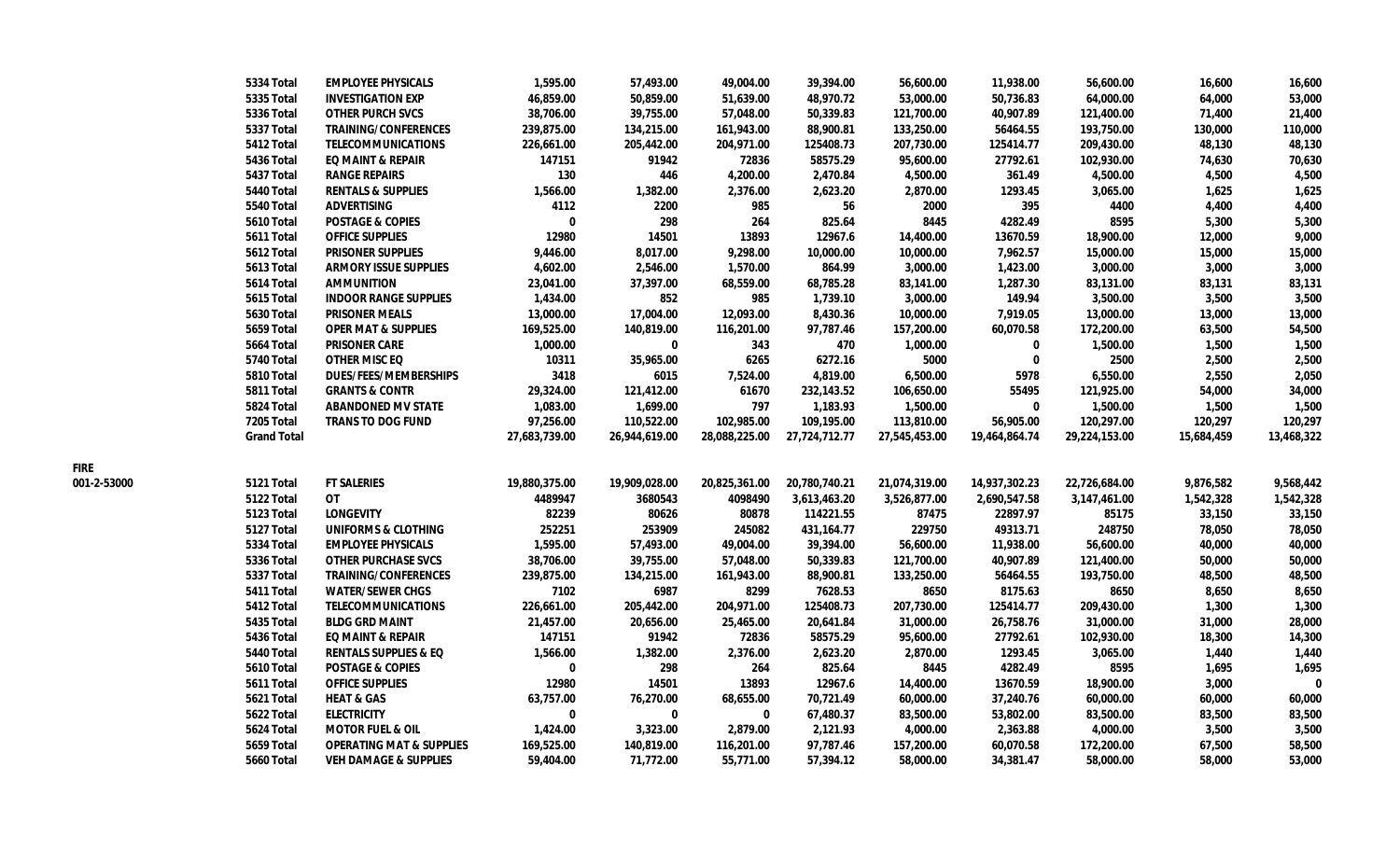| | | | | | | | | | | | |
|---|---|---|---|---|---|---|---|---|---|---|---|
| | 5334 Total | EMPLOYEE PHYSICALS | 1,595.00 | 57,493.00 | 49,004.00 | 39,394.00 | 56,600.00 | 11,938.00 | 56,600.00 | 16,600 | 16,600 |
| | 5335 Total | INVESTIGATION EXP | 46,859.00 | 50,859.00 | 51,639.00 | 48,970.72 | 53,000.00 | 50,736.83 | 64,000.00 | 64,000 | 53,000 |
| | 5336 Total | OTHER PURCH SVCS | 38,706.00 | 39,755.00 | 57,048.00 | 50,339.83 | 121,700.00 | 40,907.89 | 121,400.00 | 71,400 | 21,400 |
| | 5337 Total | TRAINING/CONFERENCES | 239,875.00 | 134,215.00 | 161,943.00 | 88,900.81 | 133,250.00 | 56464.55 | 193,750.00 | 130,000 | 110,000 |
| | 5412 Total | TELECOMMUNICATIONS | 226,661.00 | 205,442.00 | 204,971.00 | 125408.73 | 207,730.00 | 125414.77 | 209,430.00 | 48,130 | 48,130 |
| | 5436 Total | EQ MAINT & REPAIR | 147151 | 91942 | 72836 | 58575.29 | 95,600.00 | 27792.61 | 102,930.00 | 74,630 | 70,630 |
| | 5437 Total | RANGE REPAIRS | 130 | 446 | 4,200.00 | 2,470.84 | 4,500.00 | 361.49 | 4,500.00 | 4,500 | 4,500 |
| | 5440 Total | RENTALS & SUPPLIES | 1,566.00 | 1,382.00 | 2,376.00 | 2,623.20 | 2,870.00 | 1293.45 | 3,065.00 | 1,625 | 1,625 |
| | 5540 Total | ADVERTISING | 4112 | 2200 | 985 | 56 | 2000 | 395 | 4400 | 4,400 | 4,400 |
| | 5610 Total | POSTAGE & COPIES | 0 | 298 | 264 | 825.64 | 8445 | 4282.49 | 8595 | 5,300 | 5,300 |
| | 5611 Total | OFFICE SUPPLIES | 12980 | 14501 | 13893 | 12967.6 | 14,400.00 | 13670.59 | 18,900.00 | 12,000 | 9,000 |
| | 5612 Total | PRISONER SUPPLIES | 9,446.00 | 8,017.00 | 9,298.00 | 10,000.00 | 10,000.00 | 7,962.57 | 15,000.00 | 15,000 | 15,000 |
| | 5613 Total | ARMORY ISSUE SUPPLIES | 4,602.00 | 2,546.00 | 1,570.00 | 864.99 | 3,000.00 | 1,423.00 | 3,000.00 | 3,000 | 3,000 |
| | 5614 Total | AMMUNITION | 23,041.00 | 37,397.00 | 68,559.00 | 68,785.28 | 83,141.00 | 1,287.30 | 83,131.00 | 83,131 | 83,131 |
| | 5615 Total | INDOOR RANGE SUPPLIES | 1,434.00 | 852 | 985 | 1,739.10 | 3,000.00 | 149.94 | 3,500.00 | 3,500 | 3,500 |
| | 5630 Total | PRISONER MEALS | 13,000.00 | 17,004.00 | 12,093.00 | 8,430.36 | 10,000.00 | 7,919.05 | 13,000.00 | 13,000 | 13,000 |
| | 5659 Total | OPER MAT & SUPPLIES | 169,525.00 | 140,819.00 | 116,201.00 | 97,787.46 | 157,200.00 | 60,070.58 | 172,200.00 | 63,500 | 54,500 |
| | 5664 Total | PRISONER CARE | 1,000.00 | 0 | 343 | 470 | 1,000.00 | 0 | 1,500.00 | 1,500 | 1,500 |
| | 5740 Total | OTHER MISC EQ | 10311 | 35,965.00 | 6265 | 6272.16 | 5000 | 0 | 2500 | 2,500 | 2,500 |
| | 5810 Total | DUES/FEES/MEMBERSHIPS | 3418 | 6015 | 7,524.00 | 4,819.00 | 6,500.00 | 5978 | 6,550.00 | 2,550 | 2,050 |
| | 5811 Total | GRANTS & CONTR | 29,324.00 | 121,412.00 | 61670 | 232,143.52 | 106,650.00 | 55495 | 121,925.00 | 54,000 | 34,000 |
| | 5824 Total | ABANDONED MV STATE | 1,083.00 | 1,699.00 | 797 | 1,183.93 | 1,500.00 | 0 | 1,500.00 | 1,500 | 1,500 |
| | 7205 Total | TRANS TO DOG FUND | 97,256.00 | 110,522.00 | 102,985.00 | 109,195.00 | 113,810.00 | 56,905.00 | 120,297.00 | 120,297 | 120,297 |
| | Grand Total | | 27,683,739.00 | 26,944,619.00 | 28,088,225.00 | 27,724,712.77 | 27,545,453.00 | 19,464,864.74 | 29,224,153.00 | 15,684,459 | 13,468,322 |
| FIRE | | | | | | | | | | | |
| 001-2-53000 | 5121 Total | FT SALERIES | 19,880,375.00 | 19,909,028.00 | 20,825,361.00 | 20,780,740.21 | 21,074,319.00 | 14,937,302.23 | 22,726,684.00 | 9,876,582 | 9,568,442 |
| | 5122 Total | OT | 4489947 | 3680543 | 4098490 | 3,613,463.20 | 3,526,877.00 | 2,690,547.58 | 3,147,461.00 | 1,542,328 | 1,542,328 |
| | 5123 Total | LONGEVITY | 82239 | 80626 | 80878 | 114221.55 | 87475 | 22897.97 | 85175 | 33,150 | 33,150 |
| | 5127 Total | UNIFORMS & CLOTHING | 252251 | 253909 | 245082 | 431,164.77 | 229750 | 49313.71 | 248750 | 78,050 | 78,050 |
| | 5334 Total | EMPLOYEE PHYSICALS | 1,595.00 | 57,493.00 | 49,004.00 | 39,394.00 | 56,600.00 | 11,938.00 | 56,600.00 | 40,000 | 40,000 |
| | 5336 Total | OTHER PURCHASE SVCS | 38,706.00 | 39,755.00 | 57,048.00 | 50,339.83 | 121,700.00 | 40,907.89 | 121,400.00 | 50,000 | 50,000 |
| | 5337 Total | TRAINING/CONFERENCES | 239,875.00 | 134,215.00 | 161,943.00 | 88,900.81 | 133,250.00 | 56464.55 | 193,750.00 | 48,500 | 48,500 |
| | 5411 Total | WATER/SEWER CHGS | 7102 | 6987 | 8299 | 7628.53 | 8650 | 8175.63 | 8650 | 8,650 | 8,650 |
| | 5412 Total | TELECOMMUNICATIONS | 226,661.00 | 205,442.00 | 204,971.00 | 125408.73 | 207,730.00 | 125414.77 | 209,430.00 | 1,300 | 1,300 |
| | 5435 Total | BLDG GRD MAINT | 21,457.00 | 20,656.00 | 25,465.00 | 20,641.84 | 31,000.00 | 26,758.76 | 31,000.00 | 31,000 | 28,000 |
| | 5436 Total | EQ MAINT & REPAIR | 147151 | 91942 | 72836 | 58575.29 | 95,600.00 | 27792.61 | 102,930.00 | 18,300 | 14,300 |
| | 5440 Total | RENTALS SUPPLIES & EQ | 1,566.00 | 1,382.00 | 2,376.00 | 2,623.20 | 2,870.00 | 1293.45 | 3,065.00 | 1,440 | 1,440 |
| | 5610 Total | POSTAGE & COPIES | 0 | 298 | 264 | 825.64 | 8445 | 4282.49 | 8595 | 1,695 | 1,695 |
| | 5611 Total | OFFICE SUPPLIES | 12980 | 14501 | 13893 | 12967.6 | 14,400.00 | 13670.59 | 18,900.00 | 3,000 | 0 |
| | 5621 Total | HEAT & GAS | 63,757.00 | 76,270.00 | 68,655.00 | 70,721.49 | 60,000.00 | 37,240.76 | 60,000.00 | 60,000 | 60,000 |
| | 5622 Total | ELECTRICITY | 0 | 0 | 0 | 67,480.37 | 83,500.00 | 53,802.00 | 83,500.00 | 83,500 | 83,500 |
| | 5624 Total | MOTOR FUEL & OIL | 1,424.00 | 3,323.00 | 2,879.00 | 2,121.93 | 4,000.00 | 2,363.88 | 4,000.00 | 3,500 | 3,500 |
| | 5659 Total | OPERATING MAT & SUPPLIES | 169,525.00 | 140,819.00 | 116,201.00 | 97,787.46 | 157,200.00 | 60,070.58 | 172,200.00 | 67,500 | 58,500 |
| | 5660 Total | VEH DAMAGE & SUPPLIES | 59,404.00 | 71,772.00 | 55,771.00 | 57,394.12 | 58,000.00 | 34,381.47 | 58,000.00 | 58,000 | 53,000 |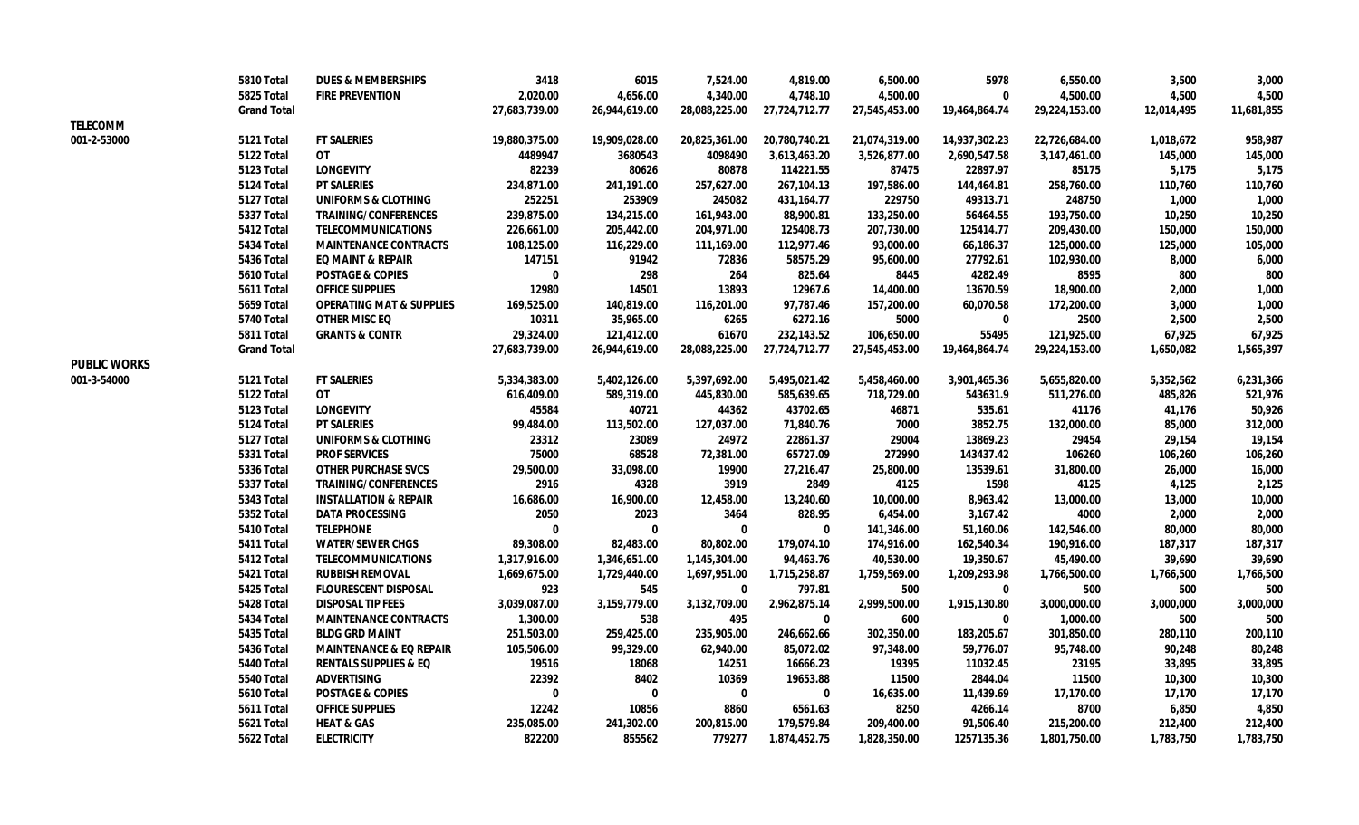| | | | | | | | | | | |
|---|---|---|---|---|---|---|---|---|---|---|
| | 5810 Total | DUES & MEMBERSHIPS | 3418 | 6015 | 7,524.00 | 4,819.00 | 6,500.00 | 5978 | 6,550.00 | 3,500 | 3,000 |
| | 5825 Total | FIRE PREVENTION | 2,020.00 | 4,656.00 | 4,340.00 | 4,748.10 | 4,500.00 | 0 | 4,500.00 | 4,500 | 4,500 |
| | Grand Total | | 27,683,739.00 | 26,944,619.00 | 28,088,225.00 | 27,724,712.77 | 27,545,453.00 | 19,464,864.74 | 29,224,153.00 | 12,014,495 | 11,681,855 |
| TELECOMM | | | | | | | | | | | |
| 001-2-53000 | 5121 Total | FT SALERIES | 19,880,375.00 | 19,909,028.00 | 20,825,361.00 | 20,780,740.21 | 21,074,319.00 | 14,937,302.23 | 22,726,684.00 | 1,018,672 | 958,987 |
| | 5122 Total | OT | 4489947 | 3680543 | 4098490 | 3,613,463.20 | 3,526,877.00 | 2,690,547.58 | 3,147,461.00 | 145,000 | 145,000 |
| | 5123 Total | LONGEVITY | 82239 | 80626 | 80878 | 114221.55 | 87475 | 22897.97 | 85175 | 5,175 | 5,175 |
| | 5124 Total | PT SALERIES | 234,871.00 | 241,191.00 | 257,627.00 | 267,104.13 | 197,586.00 | 144,464.81 | 258,760.00 | 110,760 | 110,760 |
| | 5127 Total | UNIFORMS & CLOTHING | 252251 | 253909 | 245082 | 431,164.77 | 229750 | 49313.71 | 248750 | 1,000 | 1,000 |
| | 5337 Total | TRAINING/CONFERENCES | 239,875.00 | 134,215.00 | 161,943.00 | 88,900.81 | 133,250.00 | 56464.55 | 193,750.00 | 10,250 | 10,250 |
| | 5412 Total | TELECOMMUNICATIONS | 226,661.00 | 205,442.00 | 204,971.00 | 125408.73 | 207,730.00 | 125414.77 | 209,430.00 | 150,000 | 150,000 |
| | 5434 Total | MAINTENANCE CONTRACTS | 108,125.00 | 116,229.00 | 111,169.00 | 112,977.46 | 93,000.00 | 66,186.37 | 125,000.00 | 125,000 | 105,000 |
| | 5436 Total | EQ MAINT & REPAIR | 147151 | 91942 | 72836 | 58575.29 | 95,600.00 | 27792.61 | 102,930.00 | 8,000 | 6,000 |
| | 5610 Total | POSTAGE & COPIES | 0 | 298 | 264 | 825.64 | 8445 | 4282.49 | 8595 | 800 | 800 |
| | 5611 Total | OFFICE SUPPLIES | 12980 | 14501 | 13893 | 12967.6 | 14,400.00 | 13670.59 | 18,900.00 | 2,000 | 1,000 |
| | 5659 Total | OPERATING MAT & SUPPLIES | 169,525.00 | 140,819.00 | 116,201.00 | 97,787.46 | 157,200.00 | 60,070.58 | 172,200.00 | 3,000 | 1,000 |
| | 5740 Total | OTHER MISC EQ | 10311 | 35,965.00 | 6265 | 6272.16 | 5000 | 0 | 2500 | 2,500 | 2,500 |
| | 5811 Total | GRANTS & CONTR | 29,324.00 | 121,412.00 | 61670 | 232,143.52 | 106,650.00 | 55495 | 121,925.00 | 67,925 | 67,925 |
| | Grand Total | | 27,683,739.00 | 26,944,619.00 | 28,088,225.00 | 27,724,712.77 | 27,545,453.00 | 19,464,864.74 | 29,224,153.00 | 1,650,082 | 1,565,397 |
| PUBLIC WORKS | | | | | | | | | | | |
| 001-3-54000 | 5121 Total | FT SALERIES | 5,334,383.00 | 5,402,126.00 | 5,397,692.00 | 5,495,021.42 | 5,458,460.00 | 3,901,465.36 | 5,655,820.00 | 5,352,562 | 6,231,366 |
| | 5122 Total | OT | 616,409.00 | 589,319.00 | 445,830.00 | 585,639.65 | 718,729.00 | 543631.9 | 511,276.00 | 485,826 | 521,976 |
| | 5123 Total | LONGEVITY | 45584 | 40721 | 44362 | 43702.65 | 46871 | 535.61 | 41176 | 41,176 | 50,926 |
| | 5124 Total | PT SALERIES | 99,484.00 | 113,502.00 | 127,037.00 | 71,840.76 | 7000 | 3852.75 | 132,000.00 | 85,000 | 312,000 |
| | 5127 Total | UNIFORMS & CLOTHING | 23312 | 23089 | 24972 | 22861.37 | 29004 | 13869.23 | 29454 | 29,154 | 19,154 |
| | 5331 Total | PROF SERVICES | 75000 | 68528 | 72,381.00 | 65727.09 | 272990 | 143437.42 | 106260 | 106,260 | 106,260 |
| | 5336 Total | OTHER PURCHASE SVCS | 29,500.00 | 33,098.00 | 19900 | 27,216.47 | 25,800.00 | 13539.61 | 31,800.00 | 26,000 | 16,000 |
| | 5337 Total | TRAINING/CONFERENCES | 2916 | 4328 | 3919 | 2849 | 4125 | 1598 | 4125 | 4,125 | 2,125 |
| | 5343 Total | INSTALLATION & REPAIR | 16,686.00 | 16,900.00 | 12,458.00 | 13,240.60 | 10,000.00 | 8,963.42 | 13,000.00 | 13,000 | 10,000 |
| | 5352 Total | DATA PROCESSING | 2050 | 2023 | 3464 | 828.95 | 6,454.00 | 3,167.42 | 4000 | 2,000 | 2,000 |
| | 5410 Total | TELEPHONE | 0 | 0 | 0 | 0 | 141,346.00 | 51,160.06 | 142,546.00 | 80,000 | 80,000 |
| | 5411 Total | WATER/SEWER CHGS | 89,308.00 | 82,483.00 | 80,802.00 | 179,074.10 | 174,916.00 | 162,540.34 | 190,916.00 | 187,317 | 187,317 |
| | 5412 Total | TELECOMMUNICATIONS | 1,317,916.00 | 1,346,651.00 | 1,145,304.00 | 94,463.76 | 40,530.00 | 19,350.67 | 45,490.00 | 39,690 | 39,690 |
| | 5421 Total | RUBBISH REMOVAL | 1,669,675.00 | 1,729,440.00 | 1,697,951.00 | 1,715,258.87 | 1,759,569.00 | 1,209,293.98 | 1,766,500.00 | 1,766,500 | 1,766,500 |
| | 5425 Total | FLOURESCENT DISPOSAL | 923 | 545 | 0 | 797.81 | 500 | 0 | 500 | 500 | 500 |
| | 5428 Total | DISPOSAL TIP FEES | 3,039,087.00 | 3,159,779.00 | 3,132,709.00 | 2,962,875.14 | 2,999,500.00 | 1,915,130.80 | 3,000,000.00 | 3,000,000 | 3,000,000 |
| | 5434 Total | MAINTENANCE CONTRACTS | 1,300.00 | 538 | 495 | 0 | 600 | 0 | 1,000.00 | 500 | 500 |
| | 5435 Total | BLDG GRD MAINT | 251,503.00 | 259,425.00 | 235,905.00 | 246,662.66 | 302,350.00 | 183,205.67 | 301,850.00 | 280,110 | 200,110 |
| | 5436 Total | MAINTENANCE & EQ REPAIR | 105,506.00 | 99,329.00 | 62,940.00 | 85,072.02 | 97,348.00 | 59,776.07 | 95,748.00 | 90,248 | 80,248 |
| | 5440 Total | RENTALS SUPPLIES & EQ | 19516 | 18068 | 14251 | 16666.23 | 19395 | 11032.45 | 23195 | 33,895 | 33,895 |
| | 5540 Total | ADVERTISING | 22392 | 8402 | 10369 | 19653.88 | 11500 | 2844.04 | 11500 | 10,300 | 10,300 |
| | 5610 Total | POSTAGE & COPIES | 0 | 0 | 0 | 0 | 16,635.00 | 11,439.69 | 17,170.00 | 17,170 | 17,170 |
| | 5611 Total | OFFICE SUPPLIES | 12242 | 10856 | 8860 | 6561.63 | 8250 | 4266.14 | 8700 | 6,850 | 4,850 |
| | 5621 Total | HEAT & GAS | 235,085.00 | 241,302.00 | 200,815.00 | 179,579.84 | 209,400.00 | 91,506.40 | 215,200.00 | 212,400 | 212,400 |
| | 5622 Total | ELECTRICITY | 822200 | 855562 | 779277 | 1,874,452.75 | 1,828,350.00 | 1257135.36 | 1,801,750.00 | 1,783,750 | 1,783,750 |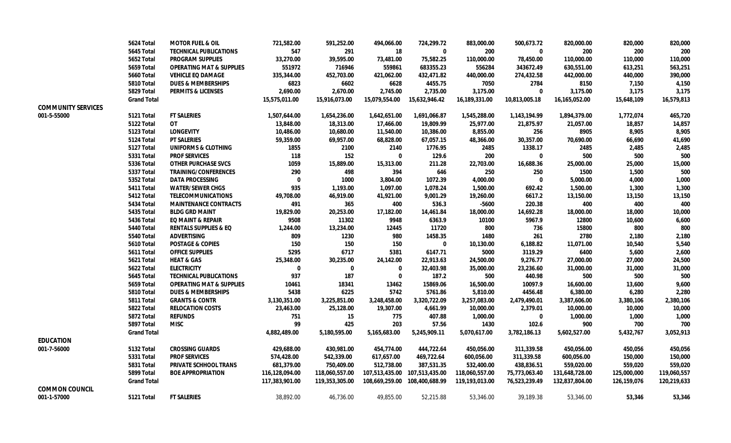| | | | | | | | | | | | |
|---|---|---|---|---|---|---|---|---|---|---|---|
| | 5624 Total | MOTOR FUEL & OIL | 721,582.00 | 591,252.00 | 494,066.00 | 724,299.72 | 883,000.00 | 500,673.72 | 820,000.00 | 820,000 | 820,000 |
| | 5645 Total | TECHNICAL PUBLICATIONS | 547 | 291 | 18 | 0 | 200 | 0 | 200 | 200 | 200 |
| | 5652 Total | PROGRAM SUPPLIES | 33,270.00 | 39,595.00 | 73,481.00 | 75,582.25 | 110,000.00 | 78,450.00 | 110,000.00 | 110,000 | 110,000 |
| | 5659 Total | OPERATING MAT & SUPPLIES | 551972 | 716946 | 559861 | 683355.23 | 556284 | 343672.49 | 630,551.00 | 613,251 | 563,251 |
| | 5660 Total | VEHICLE EQ DAMAGE | 335,344.00 | 452,703.00 | 421,062.00 | 432,471.82 | 440,000.00 | 274,432.58 | 442,000.00 | 440,000 | 390,000 |
| | 5810 Total | DUES & MEMBERSHIPS | 6823 | 6602 | 6628 | 4455.75 | 7050 | 2784 | 8150 | 7,150 | 4,150 |
| | 5829 Total | PERMITS & LICENSES | 2,690.00 | 2,670.00 | 2,745.00 | 2,735.00 | 3,175.00 | 0 | 3,175.00 | 3,175 | 3,175 |
| | Grand Total | | 15,575,011.00 | 15,916,073.00 | 15,079,554.00 | 15,632,946.42 | 16,189,331.00 | 10,813,005.18 | 16,165,052.00 | 15,648,109 | 16,579,813 |
| COMMUNITY SERVICES | | | | | | | | | | | |
| 001-5-55000 | 5121 Total | FT SALERIES | 1,507,644.00 | 1,654,236.00 | 1,642,651.00 | 1,691,066.87 | 1,545,288.00 | 1,143,194.99 | 1,894,379.00 | 1,772,074 | 465,720 |
| | 5122 Total | OT | 13,848.00 | 18,313.00 | 17,466.00 | 19,809.99 | 25,977.00 | 21,875.97 | 21,057.00 | 18,857 | 14,857 |
| | 5123 Total | LONGEVITY | 10,486.00 | 10,680.00 | 11,540.00 | 10,386.00 | 8,855.00 | 256 | 8905 | 8,905 | 8,905 |
| | 5124 Total | PT SALERIES | 59,359.00 | 69,957.00 | 68,828.00 | 67,057.15 | 48,366.00 | 30,357.00 | 70,690.00 | 66,690 | 41,690 |
| | 5127 Total | UNIFORMS & CLOTHING | 1855 | 2100 | 2140 | 1776.95 | 2485 | 1338.17 | 2485 | 2,485 | 2,485 |
| | 5331 Total | PROF SERVICES | 118 | 152 | 0 | 129.6 | 200 | 0 | 500 | 500 | 500 |
| | 5336 Total | OTHER PURCHASE SVCS | 1059 | 15,889.00 | 15,313.00 | 211.28 | 22,703.00 | 16,688.36 | 25,000.00 | 25,000 | 15,000 |
| | 5337 Total | TRAINING/CONFERENCES | 290 | 498 | 394 | 646 | 250 | 250 | 1500 | 1,500 | 500 |
| | 5352 Total | DATA PROCESSING | 0 | 1000 | 3,804.00 | 1072.39 | 4,000.00 | 0 | 5,000.00 | 4,000 | 1,000 |
| | 5411 Total | WATER/SEWER CHGS | 935 | 1,193.00 | 1,097.00 | 1,078.24 | 1,500.00 | 692.42 | 1,500.00 | 1,300 | 1,300 |
| | 5412 Total | TELECOMMUNICATIONS | 49,708.00 | 46,919.00 | 41,921.00 | 9,001.29 | 19,260.00 | 6617.2 | 13,150.00 | 13,150 | 13,150 |
| | 5434 Total | MAINTENANCE CONTRACTS | 491 | 365 | 400 | 536.3 | -5600 | 220.38 | 400 | 400 | 400 |
| | 5435 Total | BLDG GRD MAINT | 19,829.00 | 20,253.00 | 17,182.00 | 14,461.84 | 18,000.00 | 14,692.28 | 18,000.00 | 18,000 | 10,000 |
| | 5436 Total | EQ MAINT & REPAIR | 9508 | 11302 | 9948 | 6363.9 | 10100 | 5967.9 | 12800 | 10,600 | 6,600 |
| | 5440 Total | RENTALS SUPPLIES & EQ | 1,244.00 | 13,234.00 | 12445 | 11720 | 800 | 736 | 15800 | 800 | 800 |
| | 5540 Total | ADVERTISING | 809 | 1230 | 980 | 1458.35 | 1480 | 261 | 2780 | 2,180 | 2,180 |
| | 5610 Total | POSTAGE & COPIES | 150 | 150 | 150 | 0 | 10,130.00 | 6,188.82 | 11,071.00 | 10,540 | 5,540 |
| | 5611 Total | OFFICE SUPPLIES | 5295 | 6717 | 5381 | 6147.71 | 5000 | 3119.29 | 6400 | 5,600 | 2,600 |
| | 5621 Total | HEAT & GAS | 25,348.00 | 30,235.00 | 24,142.00 | 22,913.63 | 24,500.00 | 9,276.77 | 27,000.00 | 27,000 | 24,500 |
| | 5622 Total | ELECTRICITY | 0 | 0 | 0 | 32,403.98 | 35,000.00 | 23,236.60 | 31,000.00 | 31,000 | 31,000 |
| | 5645 Total | TECHNICAL PUBLICATIONS | 937 | 187 | 0 | 187.2 | 500 | 440.98 | 500 | 500 | 500 |
| | 5659 Total | OPERATING MAT & SUPPLIES | 10461 | 18341 | 13462 | 15869.06 | 16,500.00 | 10097.9 | 16,600.00 | 13,600 | 9,600 |
| | 5810 Total | DUES & MEMBERSHIPS | 5438 | 6225 | 5742 | 5761.86 | 5,810.00 | 4456.48 | 6,380.00 | 6,280 | 2,280 |
| | 5811 Total | GRANTS & CONTR | 3,130,351.00 | 3,225,851.00 | 3,248,458.00 | 3,320,722.09 | 3,257,083.00 | 2,479,490.01 | 3,387,606.00 | 3,380,106 | 2,380,106 |
| | 5822 Total | RELOCATION COSTS | 23,463.00 | 25,128.00 | 19,307.00 | 4,661.99 | 10,000.00 | 2,379.01 | 10,000.00 | 10,000 | 10,000 |
| | 5872 Total | REFUNDS | 751 | 15 | 775 | 407.88 | 1,000.00 | 0 | 1,000.00 | 1,000 | 1,000 |
| | 5897 Total | MISC | 99 | 425 | 203 | 57.56 | 1430 | 102.6 | 900 | 700 | 700 |
| | Grand Total | | 4,882,489.00 | 5,180,595.00 | 5,165,683.00 | 5,245,909.11 | 5,070,617.00 | 3,782,186.13 | 5,602,527.00 | 5,432,767 | 3,052,913 |
| EDUCATION | | | | | | | | | | | |
| 001-7-56000 | 5132 Total | CROSSING GUARDS | 429,688.00 | 430,981.00 | 454,774.00 | 444,722.64 | 450,056.00 | 311,339.58 | 450,056.00 | 450,056 | 450,056 |
| | 5331 Total | PROF SERVICES | 574,428.00 | 542,339.00 | 617,657.00 | 469,722.64 | 600,056.00 | 311,339.58 | 600,056.00 | 150,000 | 150,000 |
| | 5831 Total | PRIVATE SCHOOL TRANS | 681,379.00 | 750,409.00 | 512,738.00 | 387,531.35 | 532,400.00 | 438,836.51 | 559,020.00 | 559,020 | 559,020 |
| | 5899 Total | BOE APPROPRIATION | 116,128,094.00 | 118,060,557.00 | 107,513,435.00 | 107,513,435.00 | 118,060,557.00 | 75,773,063.40 | 131,648,728.00 | 125,000,000 | 119,060,557 |
| | Grand Total | | 117,383,901.00 | 119,353,305.00 | 108,669,259.00 | 108,400,688.99 | 119,193,013.00 | 76,523,239.49 | 132,837,804.00 | 126,159,076 | 120,219,633 |
| COMMON COUNCIL | | | | | | | | | | | |
| 001-1-57000 | 5121 Total | FT SALERIES | 38,892.00 | 46,736.00 | 49,855.00 | 52,215.88 | 53,346.00 | 39,189.38 | 53,346.00 | 53,346 | 53,346 |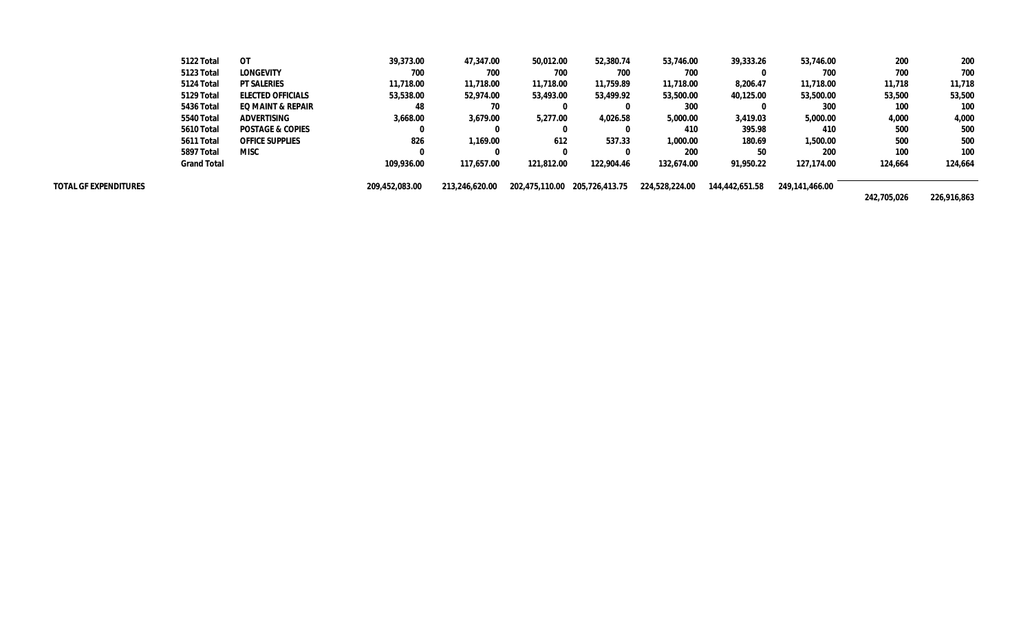| | | | | | | | | | | | |
|---|---|---|---|---|---|---|---|---|---|---|---|
| | 5122 Total | OT | 39,373.00 | 47,347.00 | 50,012.00 | 52,380.74 | 53,746.00 | 39,333.26 | 53,746.00 | 200 | 200 |
| | 5123 Total | LONGEVITY | 700 | 700 | 700 | 700 | 700 | 0 | 700 | 700 | 700 |
| | 5124 Total | PT SALERIES | 11,718.00 | 11,718.00 | 11,718.00 | 11,759.89 | 11,718.00 | 8,206.47 | 11,718.00 | 11,718 | 11,718 |
| | 5129 Total | ELECTED OFFICIALS | 53,538.00 | 52,974.00 | 53,493.00 | 53,499.92 | 53,500.00 | 40,125.00 | 53,500.00 | 53,500 | 53,500 |
| | 5436 Total | EQ MAINT & REPAIR | 48 | 70 | 0 | 0 | 300 | 0 | 300 | 100 | 100 |
| | 5540 Total | ADVERTISING | 3,668.00 | 3,679.00 | 5,277.00 | 4,026.58 | 5,000.00 | 3,419.03 | 5,000.00 | 4,000 | 4,000 |
| | 5610 Total | POSTAGE & COPIES | 0 | 0 | 0 | 0 | 410 | 395.98 | 410 | 500 | 500 |
| | 5611 Total | OFFICE SUPPLIES | 826 | 1,169.00 | 612 | 537.33 | 1,000.00 | 180.69 | 1,500.00 | 500 | 500 |
| | 5897 Total | MISC | 0 | 0 | 0 | 0 | 200 | 50 | 200 | 100 | 100 |
| | Grand Total | | 109,936.00 | 117,657.00 | 121,812.00 | 122,904.46 | 132,674.00 | 91,950.22 | 127,174.00 | 124,664 | 124,664 |
| TOTAL GF EXPENDITURES | | | 209,452,083.00 | 213,246,620.00 | 202,475,110.00 | 205,726,413.75 | 224,528,224.00 | 144,442,651.58 | 249,141,466.00 | 242,705,026 | 226,916,863 |